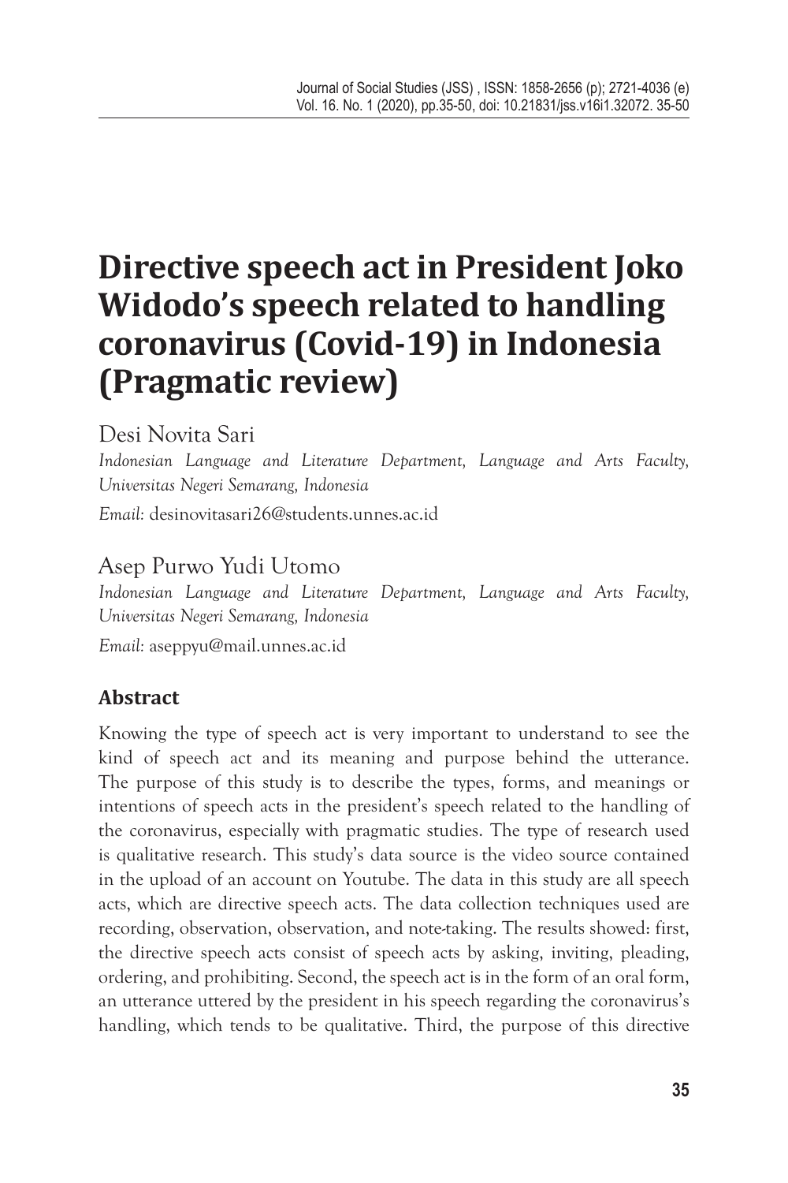# Directive speech act in President Joko Widodo's speech related to handling coronavirus (Covid-19) in Indonesia (Pragmatic review)

Desi Novita Sari

*Indonesian Language and Literature Department, Language and Arts Faculty, Universitas Negeri Semarang, Indonesia*

*Email:* desinovitasari26@students.unnes.ac.id

Asep Purwo Yudi Utomo

*Indonesian Language and Literature Department, Language and Arts Faculty, Universitas Negeri Semarang, Indonesia*

*Email:* aseppyu@mail.unnes.ac.id

## Abstract

Knowing the type of speech act is very important to understand to see the kind of speech act and its meaning and purpose behind the utterance. The purpose of this study is to describe the types, forms, and meanings or intentions of speech acts in the president's speech related to the handling of the coronavirus, especially with pragmatic studies. The type of research used is qualitative research. This study's data source is the video source contained in the upload of an account on Youtube. The data in this study are all speech acts, which are directive speech acts. The data collection techniques used are recording, observation, observation, and note-taking. The results showed: first, the directive speech acts consist of speech acts by asking, inviting, pleading, ordering, and prohibiting. Second, the speech act is in the form of an oral form, an utterance uttered by the president in his speech regarding the coronavirus's handling, which tends to be qualitative. Third, the purpose of this directive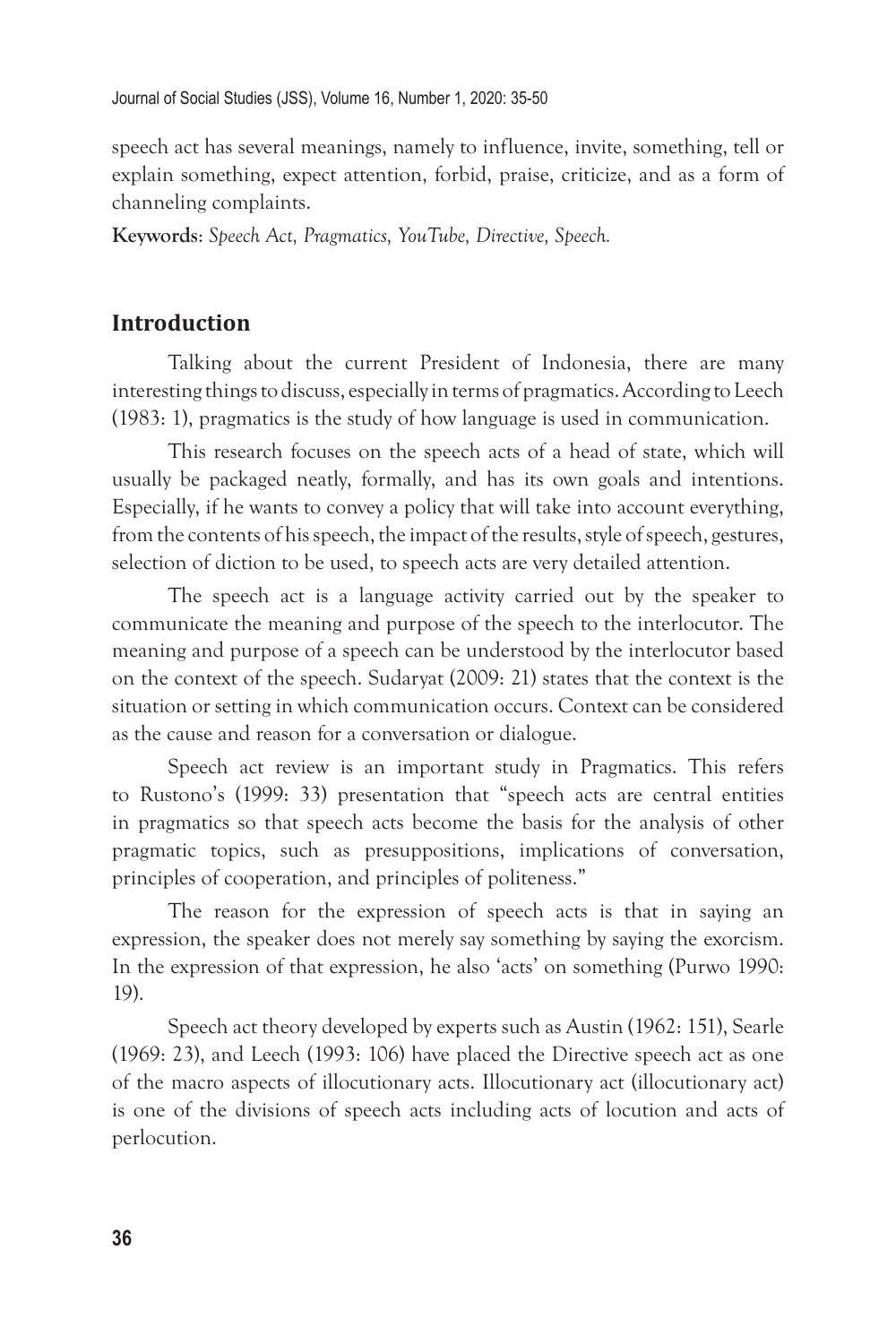speech act has several meanings, namely to influence, invite, something, tell or explain something, expect attention, forbid, praise, criticize, and as a form of channeling complaints.

**Keywords**: *Speech Act, Pragmatics, YouTube, Directive, Speech.*

## Introduction

Talking about the current President of Indonesia, there are many interesting things to discuss, especially in terms of pragmatics. According to Leech (1983: 1), pragmatics is the study of how language is used in communication.

This research focuses on the speech acts of a head of state, which will usually be packaged neatly, formally, and has its own goals and intentions. Especially, if he wants to convey a policy that will take into account everything, from the contents of his speech, the impact of the results, style of speech, gestures, selection of diction to be used, to speech acts are very detailed attention.

The speech act is a language activity carried out by the speaker to communicate the meaning and purpose of the speech to the interlocutor. The meaning and purpose of a speech can be understood by the interlocutor based on the context of the speech. Sudaryat (2009: 21) states that the context is the situation or setting in which communication occurs. Context can be considered as the cause and reason for a conversation or dialogue.

Speech act review is an important study in Pragmatics. This refers to Rustono's (1999: 33) presentation that "speech acts are central entities in pragmatics so that speech acts become the basis for the analysis of other pragmatic topics, such as presuppositions, implications of conversation, principles of cooperation, and principles of politeness."

The reason for the expression of speech acts is that in saying an expression, the speaker does not merely say something by saying the exorcism. In the expression of that expression, he also 'acts' on something (Purwo 1990: 19).

Speech act theory developed by experts such as Austin (1962: 151), Searle (1969: 23), and Leech (1993: 106) have placed the Directive speech act as one of the macro aspects of illocutionary acts. Illocutionary act (illocutionary act) is one of the divisions of speech acts including acts of locution and acts of perlocution.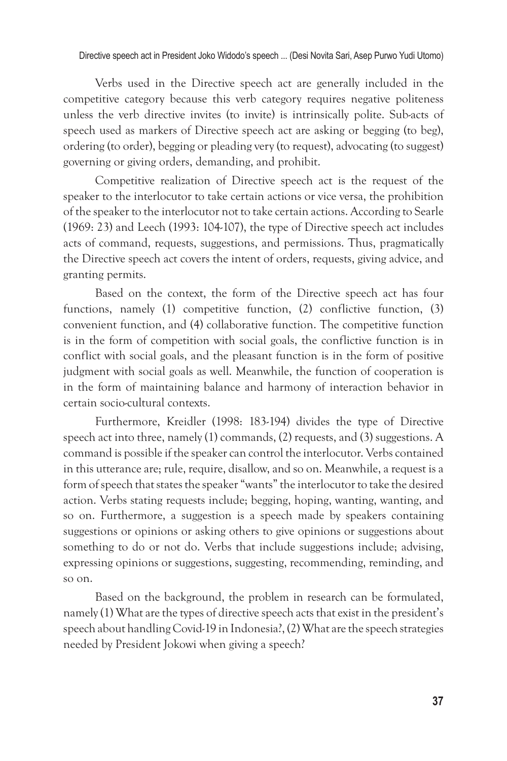Verbs used in the Directive speech act are generally included in the competitive category because this verb category requires negative politeness unless the verb directive invites (to invite) is intrinsically polite. Sub-acts of speech used as markers of Directive speech act are asking or begging (to beg), ordering (to order), begging or pleading very (to request), advocating (to suggest) governing or giving orders, demanding, and prohibit.

Competitive realization of Directive speech act is the request of the speaker to the interlocutor to take certain actions or vice versa, the prohibition of the speaker to the interlocutor not to take certain actions. According to Searle (1969: 23) and Leech (1993: 104-107), the type of Directive speech act includes acts of command, requests, suggestions, and permissions. Thus, pragmatically the Directive speech act covers the intent of orders, requests, giving advice, and granting permits.

Based on the context, the form of the Directive speech act has four functions, namely (1) competitive function, (2) conflictive function, (3) convenient function, and (4) collaborative function. The competitive function is in the form of competition with social goals, the conflictive function is in conflict with social goals, and the pleasant function is in the form of positive judgment with social goals as well. Meanwhile, the function of cooperation is in the form of maintaining balance and harmony of interaction behavior in certain socio-cultural contexts.

Furthermore, Kreidler (1998: 183-194) divides the type of Directive speech act into three, namely (1) commands, (2) requests, and (3) suggestions. A command is possible if the speaker can control the interlocutor. Verbs contained in this utterance are; rule, require, disallow, and so on. Meanwhile, a request is a form of speech that states the speaker "wants" the interlocutor to take the desired action. Verbs stating requests include; begging, hoping, wanting, wanting, and so on. Furthermore, a suggestion is a speech made by speakers containing suggestions or opinions or asking others to give opinions or suggestions about something to do or not do. Verbs that include suggestions include; advising, expressing opinions or suggestions, suggesting, recommending, reminding, and so on.

Based on the background, the problem in research can be formulated, namely (1) What are the types of directive speech acts that exist in the president's speech about handling Covid-19 in Indonesia?, (2) What are the speech strategies needed by President Jokowi when giving a speech?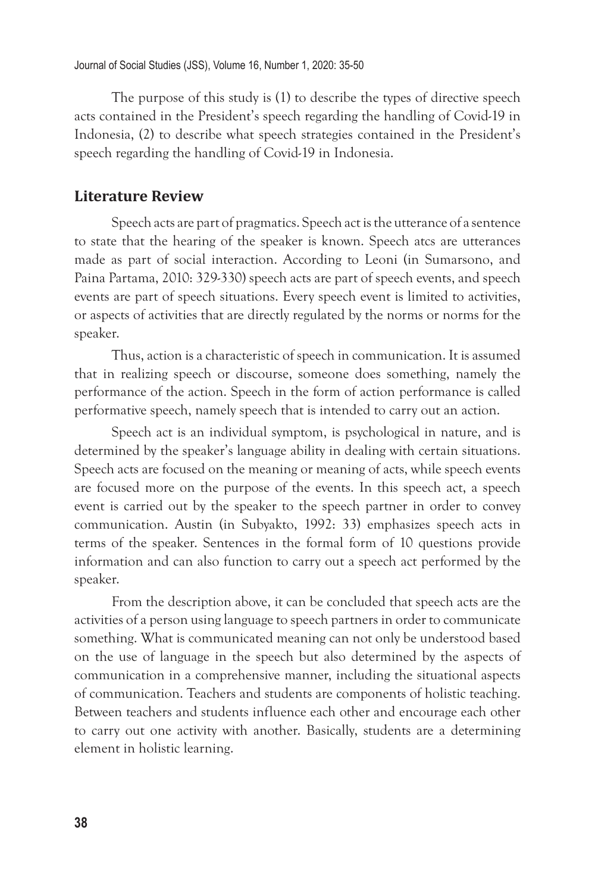The purpose of this study is (1) to describe the types of directive speech acts contained in the President's speech regarding the handling of Covid-19 in Indonesia, (2) to describe what speech strategies contained in the President's speech regarding the handling of Covid-19 in Indonesia.

## Literature Review

Speech acts are part of pragmatics. Speech act is the utterance of a sentence to state that the hearing of the speaker is known. Speech atcs are utterances made as part of social interaction. According to Leoni (in Sumarsono, and Paina Partama, 2010: 329-330) speech acts are part of speech events, and speech events are part of speech situations. Every speech event is limited to activities, or aspects of activities that are directly regulated by the norms or norms for the speaker.

Thus, action is a characteristic of speech in communication. It is assumed that in realizing speech or discourse, someone does something, namely the performance of the action. Speech in the form of action performance is called performative speech, namely speech that is intended to carry out an action.

Speech act is an individual symptom, is psychological in nature, and is determined by the speaker's language ability in dealing with certain situations. Speech acts are focused on the meaning or meaning of acts, while speech events are focused more on the purpose of the events. In this speech act, a speech event is carried out by the speaker to the speech partner in order to convey communication. Austin (in Subyakto, 1992: 33) emphasizes speech acts in terms of the speaker. Sentences in the formal form of 10 questions provide information and can also function to carry out a speech act performed by the speaker.

From the description above, it can be concluded that speech acts are the activities of a person using language to speech partners in order to communicate something. What is communicated meaning can not only be understood based on the use of language in the speech but also determined by the aspects of communication in a comprehensive manner, including the situational aspects of communication. Teachers and students are components of holistic teaching. Between teachers and students influence each other and encourage each other to carry out one activity with another. Basically, students are a determining element in holistic learning.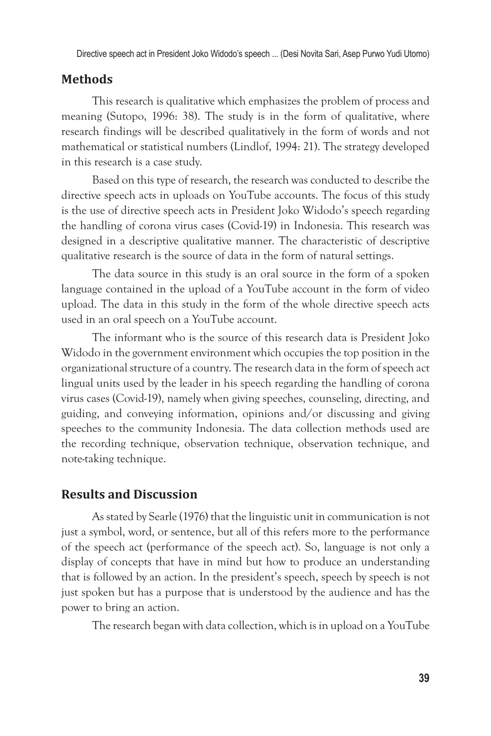## Methods

This research is qualitative which emphasizes the problem of process and meaning (Sutopo, 1996: 38). The study is in the form of qualitative, where research findings will be described qualitatively in the form of words and not mathematical or statistical numbers (Lindlof, 1994: 21). The strategy developed in this research is a case study.

Based on this type of research, the research was conducted to describe the directive speech acts in uploads on YouTube accounts. The focus of this study is the use of directive speech acts in President Joko Widodo's speech regarding the handling of corona virus cases (Covid-19) in Indonesia. This research was designed in a descriptive qualitative manner. The characteristic of descriptive qualitative research is the source of data in the form of natural settings.

The data source in this study is an oral source in the form of a spoken language contained in the upload of a YouTube account in the form of video upload. The data in this study in the form of the whole directive speech acts used in an oral speech on a YouTube account.

The informant who is the source of this research data is President Joko Widodo in the government environment which occupies the top position in the organizational structure of a country. The research data in the form of speech act lingual units used by the leader in his speech regarding the handling of corona virus cases (Covid-19), namely when giving speeches, counseling, directing, and guiding, and conveying information, opinions and/or discussing and giving speeches to the community Indonesia. The data collection methods used are the recording technique, observation technique, observation technique, and note-taking technique.

## Results and Discussion

As stated by Searle (1976) that the linguistic unit in communication is not just a symbol, word, or sentence, but all of this refers more to the performance of the speech act (performance of the speech act). So, language is not only a display of concepts that have in mind but how to produce an understanding that is followed by an action. In the president's speech, speech by speech is not just spoken but has a purpose that is understood by the audience and has the power to bring an action.

The research began with data collection, which is in upload on a YouTube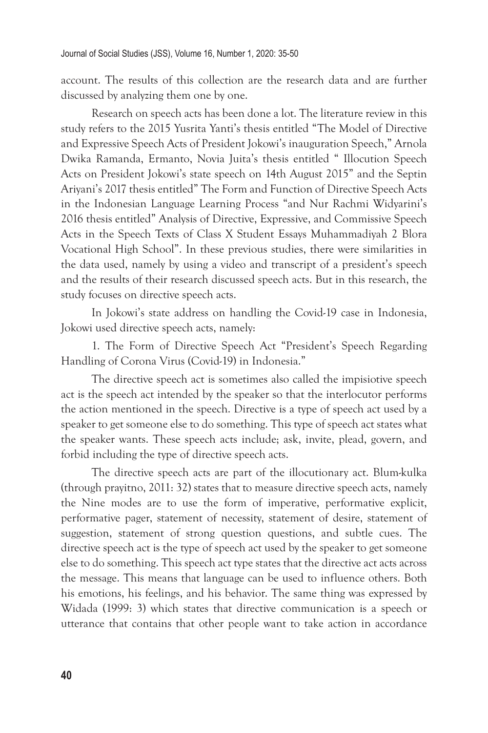account. The results of this collection are the research data and are further discussed by analyzing them one by one.

Research on speech acts has been done a lot. The literature review in this study refers to the 2015 Yusrita Yanti's thesis entitled "The Model of Directive and Expressive Speech Acts of President Jokowi's inauguration Speech," Arnola Dwika Ramanda, Ermanto, Novia Juita's thesis entitled " Illocution Speech Acts on President Jokowi's state speech on 14th August 2015" and the Septin Ariyani's 2017 thesis entitled" The Form and Function of Directive Speech Acts in the Indonesian Language Learning Process "and Nur Rachmi Widyarini's 2016 thesis entitled" Analysis of Directive, Expressive, and Commissive Speech Acts in the Speech Texts of Class X Student Essays Muhammadiyah 2 Blora Vocational High School". In these previous studies, there were similarities in the data used, namely by using a video and transcript of a president's speech and the results of their research discussed speech acts. But in this research, the study focuses on directive speech acts.

In Jokowi's state address on handling the Covid-19 case in Indonesia, Jokowi used directive speech acts, namely:

1. The Form of Directive Speech Act "President's Speech Regarding Handling of Corona Virus (Covid-19) in Indonesia."

The directive speech act is sometimes also called the impisiotive speech act is the speech act intended by the speaker so that the interlocutor performs the action mentioned in the speech. Directive is a type of speech act used by a speaker to get someone else to do something. This type of speech act states what the speaker wants. These speech acts include; ask, invite, plead, govern, and forbid including the type of directive speech acts.

The directive speech acts are part of the illocutionary act. Blum-kulka (through prayitno, 2011: 32) states that to measure directive speech acts, namely the Nine modes are to use the form of imperative, performative explicit, performative pager, statement of necessity, statement of desire, statement of suggestion, statement of strong question questions, and subtle cues. The directive speech act is the type of speech act used by the speaker to get someone else to do something. This speech act type states that the directive act acts across the message. This means that language can be used to influence others. Both his emotions, his feelings, and his behavior. The same thing was expressed by Widada (1999: 3) which states that directive communication is a speech or utterance that contains that other people want to take action in accordance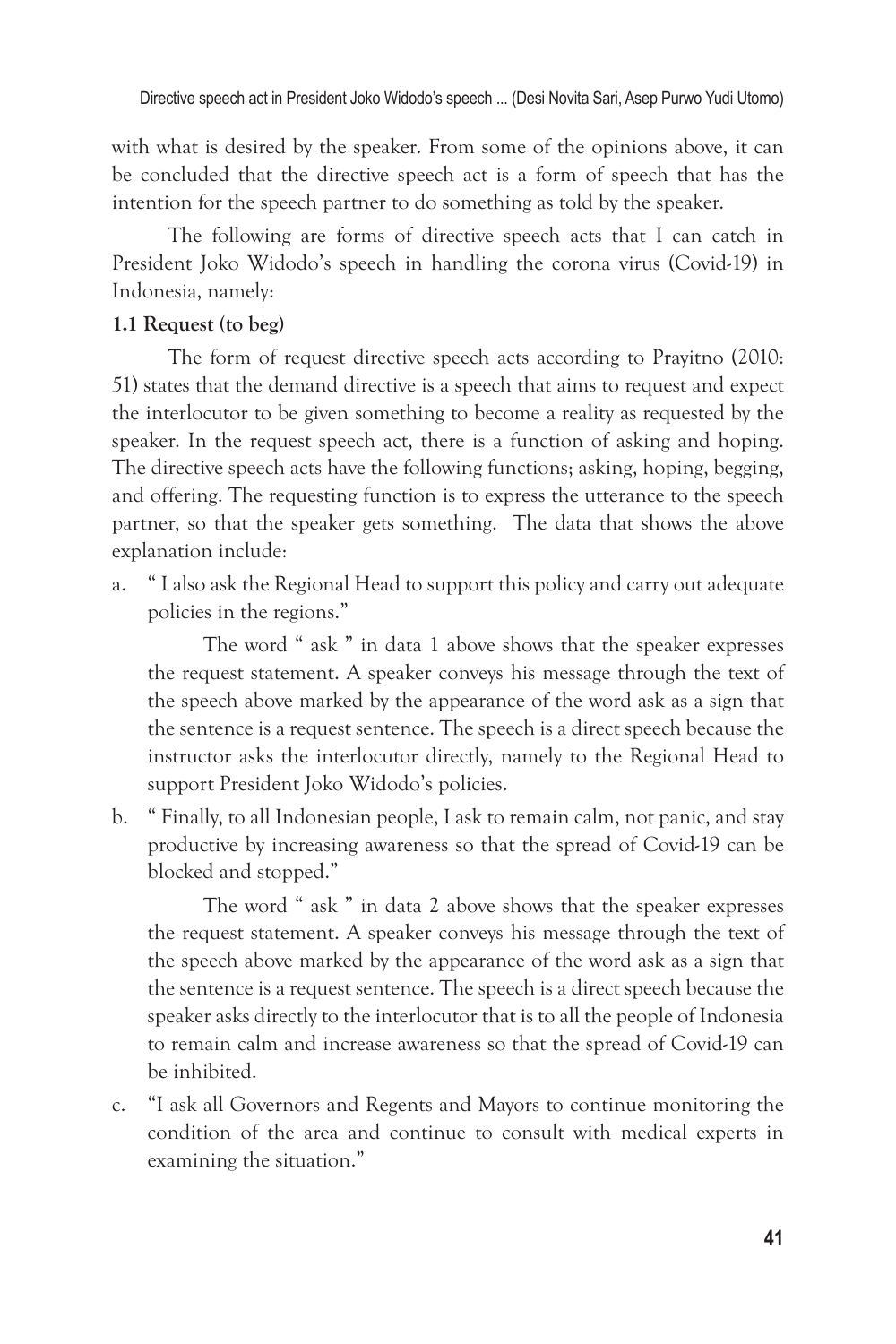with what is desired by the speaker. From some of the opinions above, it can be concluded that the directive speech act is a form of speech that has the intention for the speech partner to do something as told by the speaker.

The following are forms of directive speech acts that I can catch in President Joko Widodo's speech in handling the corona virus (Covid-19) in Indonesia, namely:

**1.1 Request (to beg)**

The form of request directive speech acts according to Prayitno (2010: 51) states that the demand directive is a speech that aims to request and expect the interlocutor to be given something to become a reality as requested by the speaker. In the request speech act, there is a function of asking and hoping. The directive speech acts have the following functions; asking, hoping, begging, and offering. The requesting function is to express the utterance to the speech partner, so that the speaker gets something. The data that shows the above explanation include:

a. " I also ask the Regional Head to support this policy and carry out adequate policies in the regions."

   The word " ask " in data 1 above shows that the speaker expresses the request statement. A speaker conveys his message through the text of the speech above marked by the appearance of the word ask as a sign that the sentence is a request sentence. The speech is a direct speech because the instructor asks the interlocutor directly, namely to the Regional Head to support President Joko Widodo's policies.

b. " Finally, to all Indonesian people, I ask to remain calm, not panic, and stay productive by increasing awareness so that the spread of Covid-19 can be blocked and stopped."

   The word " ask " in data 2 above shows that the speaker expresses the request statement. A speaker conveys his message through the text of the speech above marked by the appearance of the word ask as a sign that the sentence is a request sentence. The speech is a direct speech because the speaker asks directly to the interlocutor that is to all the people of Indonesia to remain calm and increase awareness so that the spread of Covid-19 can be inhibited.

c. "I ask all Governors and Regents and Mayors to continue monitoring the condition of the area and continue to consult with medical experts in examining the situation."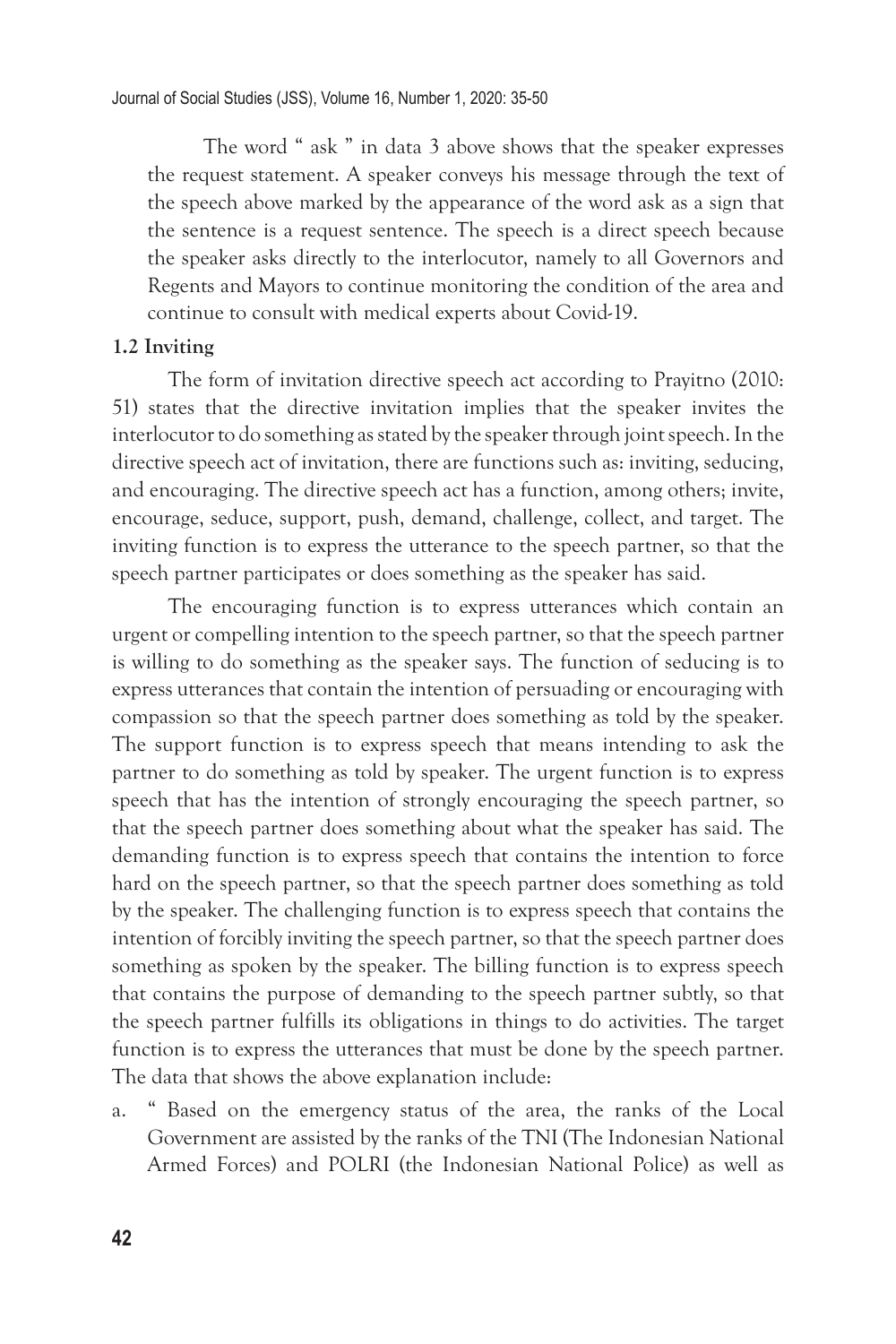The word " ask " in data 3 above shows that the speaker expresses the request statement. A speaker conveys his message through the text of the speech above marked by the appearance of the word ask as a sign that the sentence is a request sentence. The speech is a direct speech because the speaker asks directly to the interlocutor, namely to all Governors and Regents and Mayors to continue monitoring the condition of the area and continue to consult with medical experts about Covid-19.

**1.2 Inviting**

The form of invitation directive speech act according to Prayitno (2010: 51) states that the directive invitation implies that the speaker invites the interlocutor to do something as stated by the speaker through joint speech. In the directive speech act of invitation, there are functions such as: inviting, seducing, and encouraging. The directive speech act has a function, among others; invite, encourage, seduce, support, push, demand, challenge, collect, and target. The inviting function is to express the utterance to the speech partner, so that the speech partner participates or does something as the speaker has said.

The encouraging function is to express utterances which contain an urgent or compelling intention to the speech partner, so that the speech partner is willing to do something as the speaker says. The function of seducing is to express utterances that contain the intention of persuading or encouraging with compassion so that the speech partner does something as told by the speaker. The support function is to express speech that means intending to ask the partner to do something as told by speaker. The urgent function is to express speech that has the intention of strongly encouraging the speech partner, so that the speech partner does something about what the speaker has said. The demanding function is to express speech that contains the intention to force hard on the speech partner, so that the speech partner does something as told by the speaker. The challenging function is to express speech that contains the intention of forcibly inviting the speech partner, so that the speech partner does something as spoken by the speaker. The billing function is to express speech that contains the purpose of demanding to the speech partner subtly, so that the speech partner fulfills its obligations in things to do activities. The target function is to express the utterances that must be done by the speech partner. The data that shows the above explanation include:

a. " Based on the emergency status of the area, the ranks of the Local Government are assisted by the ranks of the TNI (The Indonesian National Armed Forces) and POLRI (the Indonesian National Police) as well as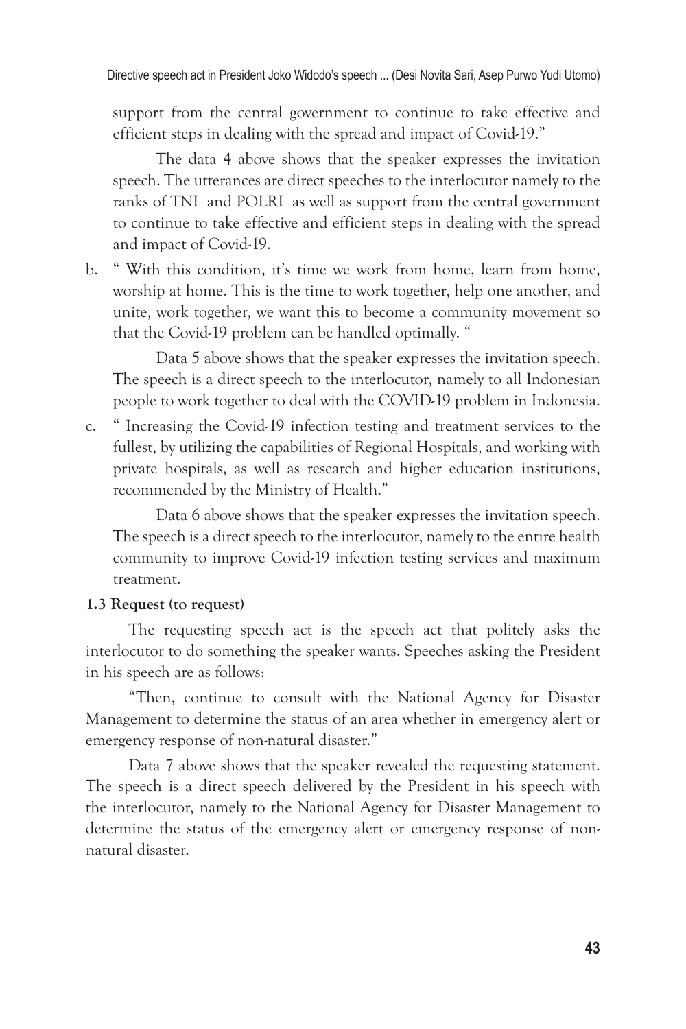support from the central government to continue to take effective and efficient steps in dealing with the spread and impact of Covid-19."

The data 4 above shows that the speaker expresses the invitation speech. The utterances are direct speeches to the interlocutor namely to the ranks of TNI and POLRI as well as support from the central government to continue to take effective and efficient steps in dealing with the spread and impact of Covid-19.

b. " With this condition, it's time we work from home, learn from home, worship at home. This is the time to work together, help one another, and unite, work together, we want this to become a community movement so that the Covid-19 problem can be handled optimally. "

   Data 5 above shows that the speaker expresses the invitation speech. The speech is a direct speech to the interlocutor, namely to all Indonesian people to work together to deal with the COVID-19 problem in Indonesia.

c. " Increasing the Covid-19 infection testing and treatment services to the fullest, by utilizing the capabilities of Regional Hospitals, and working with private hospitals, as well as research and higher education institutions, recommended by the Ministry of Health."

   Data 6 above shows that the speaker expresses the invitation speech. The speech is a direct speech to the interlocutor, namely to the entire health community to improve Covid-19 infection testing services and maximum treatment.

**1.3 Request (to request)**

The requesting speech act is the speech act that politely asks the interlocutor to do something the speaker wants. Speeches asking the President in his speech are as follows:

"Then, continue to consult with the National Agency for Disaster Management to determine the status of an area whether in emergency alert or emergency response of non-natural disaster."

Data 7 above shows that the speaker revealed the requesting statement. The speech is a direct speech delivered by the President in his speech with the interlocutor, namely to the National Agency for Disaster Management to determine the status of the emergency alert or emergency response of non-natural disaster.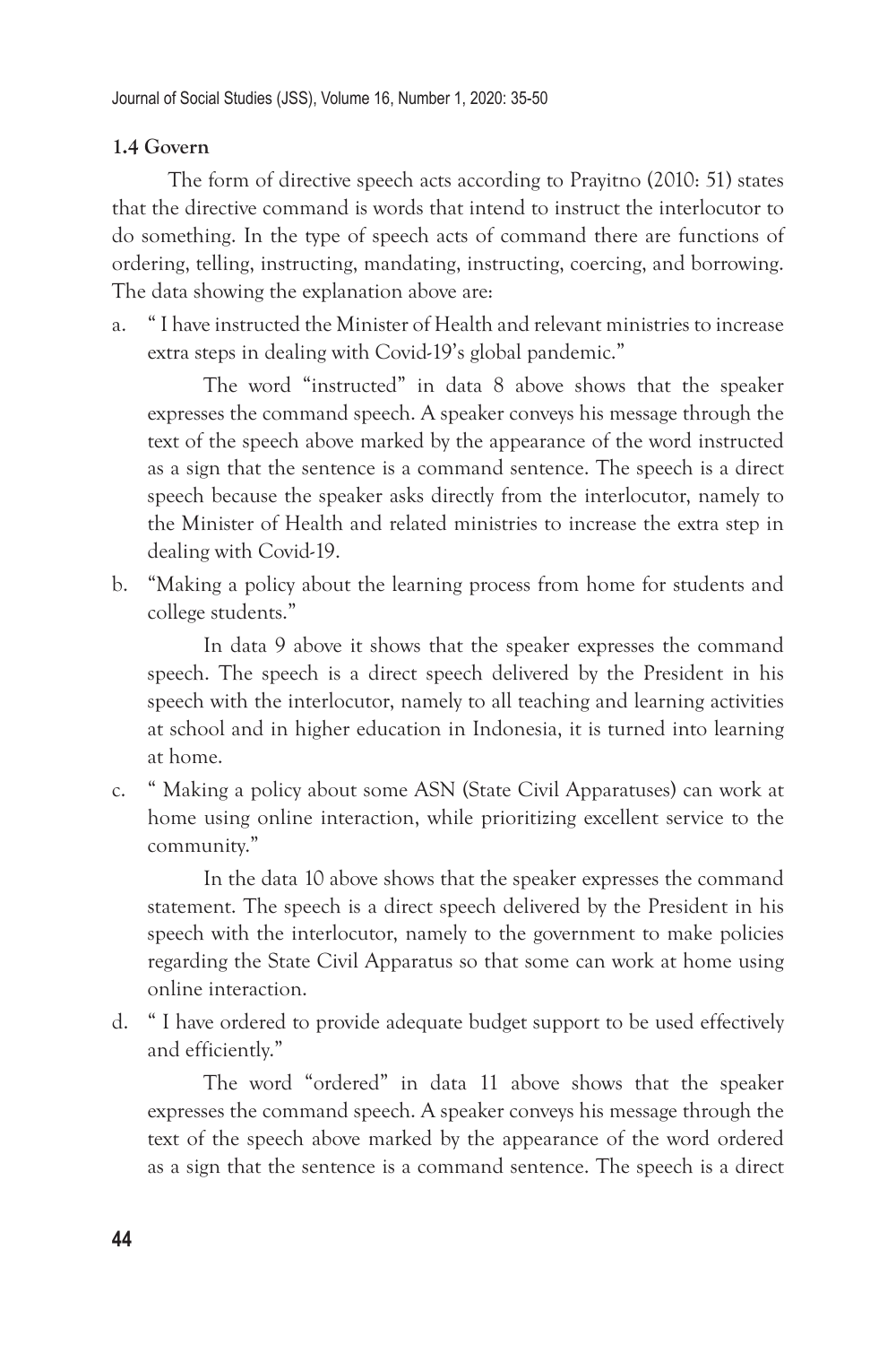### 1.4 Govern

The form of directive speech acts according to Prayitno (2010: 51) states that the directive command is words that intend to instruct the interlocutor to do something. In the type of speech acts of command there are functions of ordering, telling, instructing, mandating, instructing, coercing, and borrowing. The data showing the explanation above are:

a. " I have instructed the Minister of Health and relevant ministries to increase extra steps in dealing with Covid-19's global pandemic."

   The word "instructed" in data 8 above shows that the speaker expresses the command speech. A speaker conveys his message through the text of the speech above marked by the appearance of the word instructed as a sign that the sentence is a command sentence. The speech is a direct speech because the speaker asks directly from the interlocutor, namely to the Minister of Health and related ministries to increase the extra step in dealing with Covid-19.

b. "Making a policy about the learning process from home for students and college students."

   In data 9 above it shows that the speaker expresses the command speech. The speech is a direct speech delivered by the President in his speech with the interlocutor, namely to all teaching and learning activities at school and in higher education in Indonesia, it is turned into learning at home.

c. " Making a policy about some ASN (State Civil Apparatuses) can work at home using online interaction, while prioritizing excellent service to the community."

   In the data 10 above shows that the speaker expresses the command statement. The speech is a direct speech delivered by the President in his speech with the interlocutor, namely to the government to make policies regarding the State Civil Apparatus so that some can work at home using online interaction.

d. " I have ordered to provide adequate budget support to be used effectively and efficiently."

   The word "ordered" in data 11 above shows that the speaker expresses the command speech. A speaker conveys his message through the text of the speech above marked by the appearance of the word ordered as a sign that the sentence is a command sentence. The speech is a direct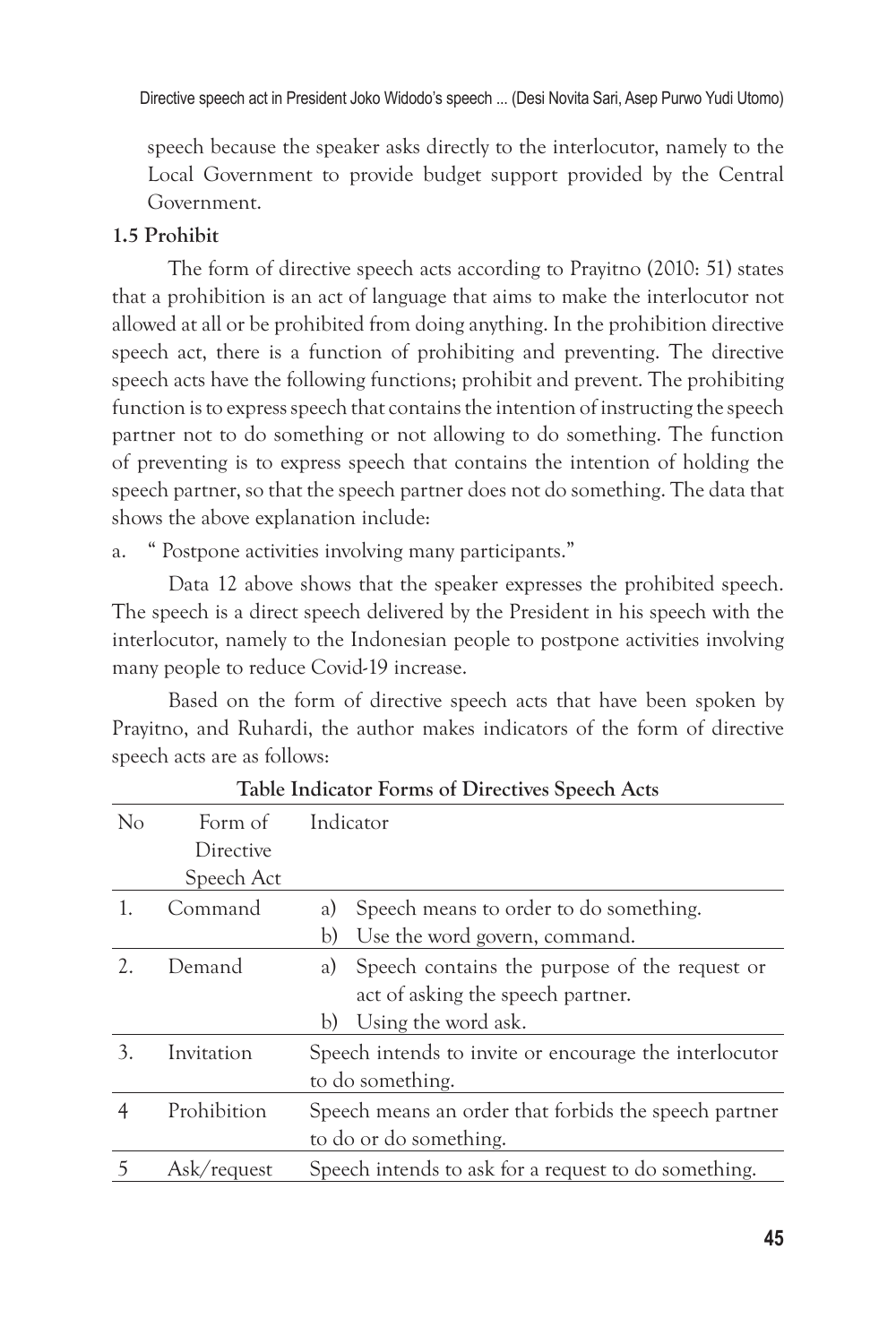speech because the speaker asks directly to the interlocutor, namely to the Local Government to provide budget support provided by the Central Government.

**1.5 Prohibit**

The form of directive speech acts according to Prayitno (2010: 51) states that a prohibition is an act of language that aims to make the interlocutor not allowed at all or be prohibited from doing anything. In the prohibition directive speech act, there is a function of prohibiting and preventing. The directive speech acts have the following functions; prohibit and prevent. The prohibiting function is to express speech that contains the intention of instructing the speech partner not to do something or not allowing to do something. The function of preventing is to express speech that contains the intention of holding the speech partner, so that the speech partner does not do something. The data that shows the above explanation include:

a. " Postpone activities involving many participants."

Data 12 above shows that the speaker expresses the prohibited speech. The speech is a direct speech delivered by the President in his speech with the interlocutor, namely to the Indonesian people to postpone activities involving many people to reduce Covid-19 increase.

Based on the form of directive speech acts that have been spoken by Prayitno, and Ruhardi, the author makes indicators of the form of directive speech acts are as follows:

**Table Indicator Forms of Directives Speech Acts**

| No | Form of Directive Speech Act | Indicator |
|---|---|---|
| 1. | Command | a) Speech means to order to do something.<br>b) Use the word govern, command. |
| 2. | Demand | a) Speech contains the purpose of the request or act of asking the speech partner.<br>b) Using the word ask. |
| 3. | Invitation | Speech intends to invite or encourage the interlocutor to do something. |
| 4 | Prohibition | Speech means an order that forbids the speech partner to do or do something. |
| 5 | Ask/request | Speech intends to ask for a request to do something. |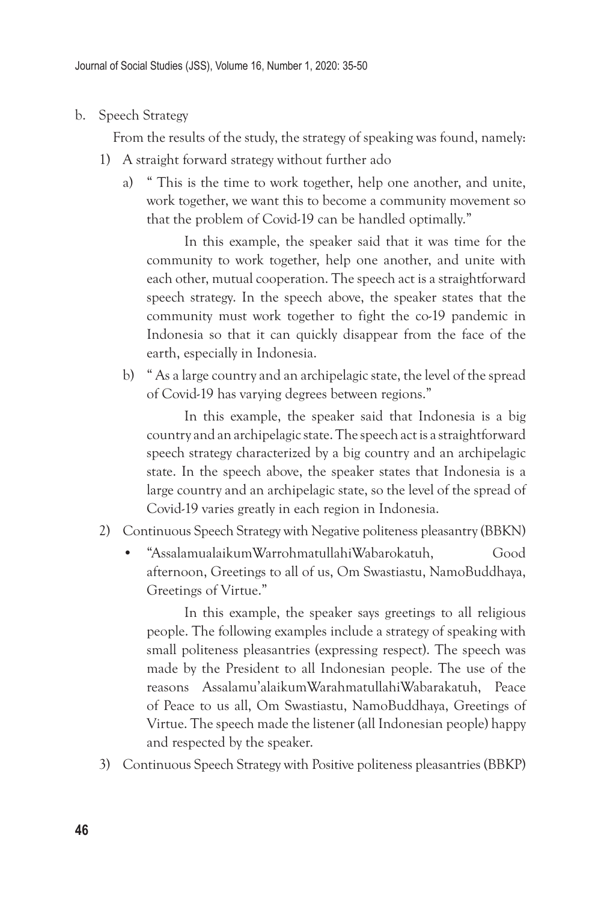b. Speech Strategy

From the results of the study, the strategy of speaking was found, namely:

1) A straight forward strategy without further ado

   a) " This is the time to work together, help one another, and unite, work together, we want this to become a community movement so that the problem of Covid-19 can be handled optimally."

      In this example, the speaker said that it was time for the community to work together, help one another, and unite with each other, mutual cooperation. The speech act is a straightforward speech strategy. In the speech above, the speaker states that the community must work together to fight the co-19 pandemic in Indonesia so that it can quickly disappear from the face of the earth, especially in Indonesia.

   b) " As a large country and an archipelagic state, the level of the spread of Covid-19 has varying degrees between regions."

      In this example, the speaker said that Indonesia is a big country and an archipelagic state. The speech act is a straightforward speech strategy characterized by a big country and an archipelagic state. In the speech above, the speaker states that Indonesia is a large country and an archipelagic state, so the level of the spread of Covid-19 varies greatly in each region in Indonesia.

2) Continuous Speech Strategy with Negative politeness pleasantry (BBKN)

   - "AssalamualaikumWarrohmatullahiWabarokatuh, Good afternoon, Greetings to all of us, Om Swastiastu, NamoBuddhaya, Greetings of Virtue."

     In this example, the speaker says greetings to all religious people. The following examples include a strategy of speaking with small politeness pleasantries (expressing respect). The speech was made by the President to all Indonesian people. The use of the reasons Assalamu'alaikumWarahmatullahiWabarakatuh, Peace of Peace to us all, Om Swastiastu, NamoBuddhaya, Greetings of Virtue. The speech made the listener (all Indonesian people) happy and respected by the speaker.

3) Continuous Speech Strategy with Positive politeness pleasantries (BBKP)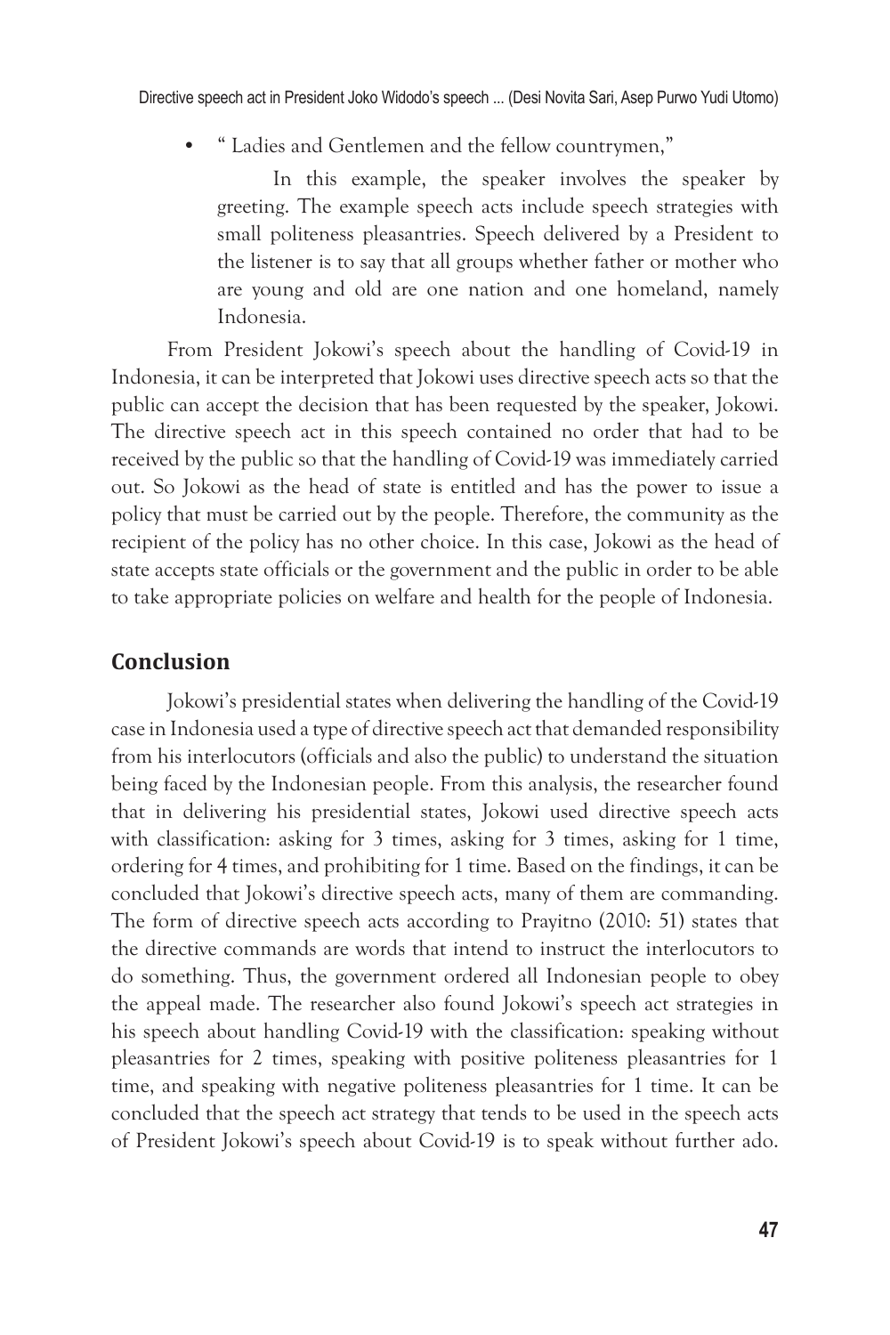- " Ladies and Gentlemen and the fellow countrymen,"

  In this example, the speaker involves the speaker by greeting. The example speech acts include speech strategies with small politeness pleasantries. Speech delivered by a President to the listener is to say that all groups whether father or mother who are young and old are one nation and one homeland, namely Indonesia.

From President Jokowi's speech about the handling of Covid-19 in Indonesia, it can be interpreted that Jokowi uses directive speech acts so that the public can accept the decision that has been requested by the speaker, Jokowi. The directive speech act in this speech contained no order that had to be received by the public so that the handling of Covid-19 was immediately carried out. So Jokowi as the head of state is entitled and has the power to issue a policy that must be carried out by the people. Therefore, the community as the recipient of the policy has no other choice. In this case, Jokowi as the head of state accepts state officials or the government and the public in order to be able to take appropriate policies on welfare and health for the people of Indonesia.

## Conclusion

Jokowi's presidential states when delivering the handling of the Covid-19 case in Indonesia used a type of directive speech act that demanded responsibility from his interlocutors (officials and also the public) to understand the situation being faced by the Indonesian people. From this analysis, the researcher found that in delivering his presidential states, Jokowi used directive speech acts with classification: asking for 3 times, asking for 3 times, asking for 1 time, ordering for 4 times, and prohibiting for 1 time. Based on the findings, it can be concluded that Jokowi's directive speech acts, many of them are commanding. The form of directive speech acts according to Prayitno (2010: 51) states that the directive commands are words that intend to instruct the interlocutors to do something. Thus, the government ordered all Indonesian people to obey the appeal made. The researcher also found Jokowi's speech act strategies in his speech about handling Covid-19 with the classification: speaking without pleasantries for 2 times, speaking with positive politeness pleasantries for 1 time, and speaking with negative politeness pleasantries for 1 time. It can be concluded that the speech act strategy that tends to be used in the speech acts of President Jokowi's speech about Covid-19 is to speak without further ado.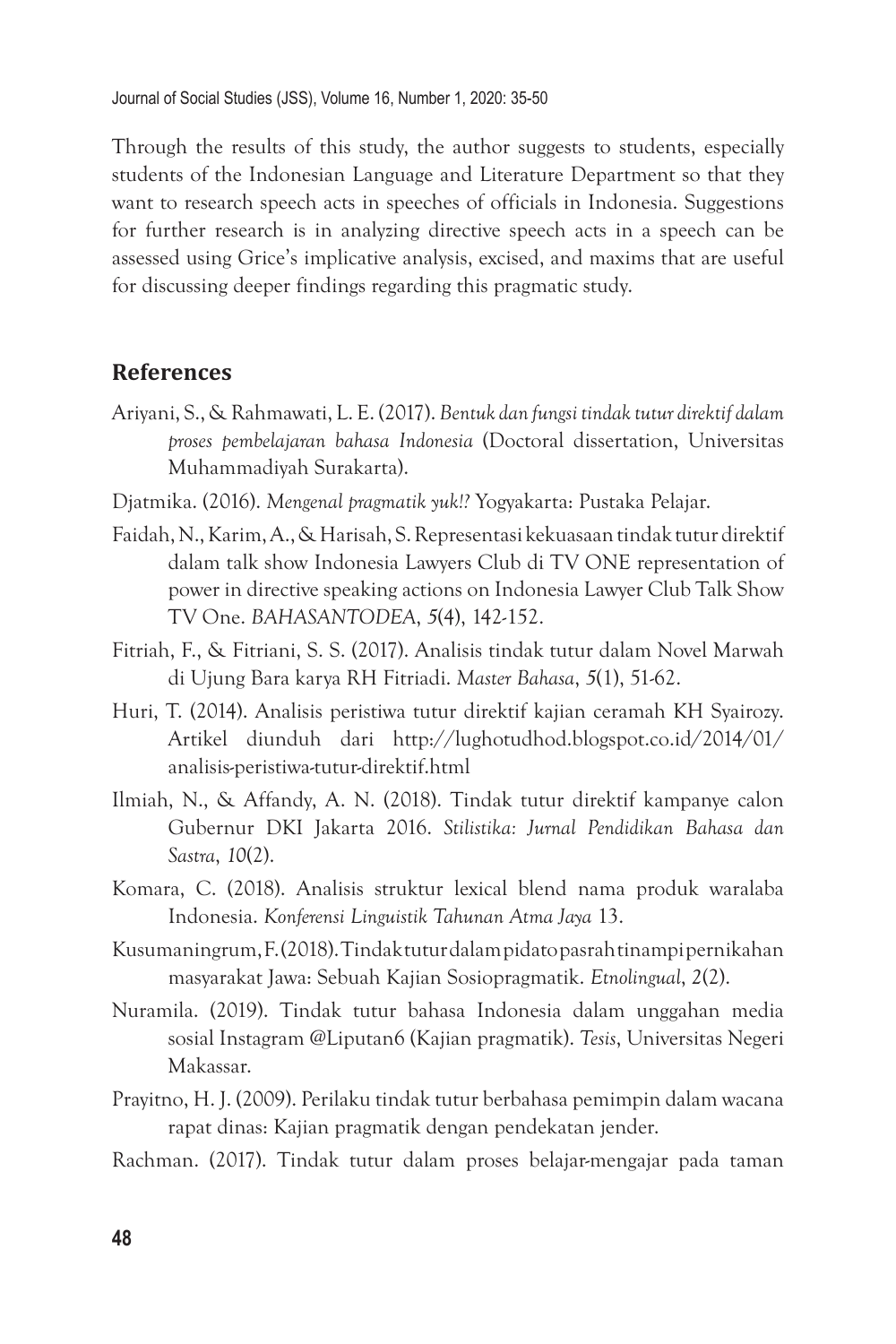Through the results of this study, the author suggests to students, especially students of the Indonesian Language and Literature Department so that they want to research speech acts in speeches of officials in Indonesia. Suggestions for further research is in analyzing directive speech acts in a speech can be assessed using Grice's implicative analysis, excised, and maxims that are useful for discussing deeper findings regarding this pragmatic study.

## References

Ariyani, S., & Rahmawati, L. E. (2017). *Bentuk dan fungsi tindak tutur direktif dalam proses pembelajaran bahasa Indonesia* (Doctoral dissertation, Universitas Muhammadiyah Surakarta).

Djatmika. (2016). *Mengenal pragmatik yuk!?* Yogyakarta: Pustaka Pelajar.

Faidah, N., Karim, A., & Harisah, S. Representasi kekuasaan tindak tutur direktif dalam talk show Indonesia Lawyers Club di TV ONE representation of power in directive speaking actions on Indonesia Lawyer Club Talk Show TV One. *BAHASANTODEA*, *5*(4), 142-152.

Fitriah, F., & Fitriani, S. S. (2017). Analisis tindak tutur dalam Novel Marwah di Ujung Bara karya RH Fitriadi. *Master Bahasa*, *5*(1), 51-62.

Huri, T. (2014). Analisis peristiwa tutur direktif kajian ceramah KH Syairozy. Artikel diunduh dari http://lughotudhod.blogspot.co.id/2014/01/analisis-peristiwa-tutur-direktif.html

Ilmiah, N., & Affandy, A. N. (2018). Tindak tutur direktif kampanye calon Gubernur DKI Jakarta 2016. *Stilistika: Jurnal Pendidikan Bahasa dan Sastra*, *10*(2).

Komara, C. (2018). Analisis struktur lexical blend nama produk waralaba Indonesia. *Konferensi Linguistik Tahunan Atma Jaya* 13.

Kusumaningrum, F. (2018). Tindak tutur dalam pidato pasrah tinampi pernikahan masyarakat Jawa: Sebuah Kajian Sosiopragmatik. *Etnolingual*, *2*(2).

Nuramila. (2019). Tindak tutur bahasa Indonesia dalam unggahan media sosial Instagram @Liputan6 (Kajian pragmatik). *Tesis*, Universitas Negeri Makassar.

Prayitno, H. J. (2009). Perilaku tindak tutur berbahasa pemimpin dalam wacana rapat dinas: Kajian pragmatik dengan pendekatan jender.

Rachman. (2017). Tindak tutur dalam proses belajar-mengajar pada taman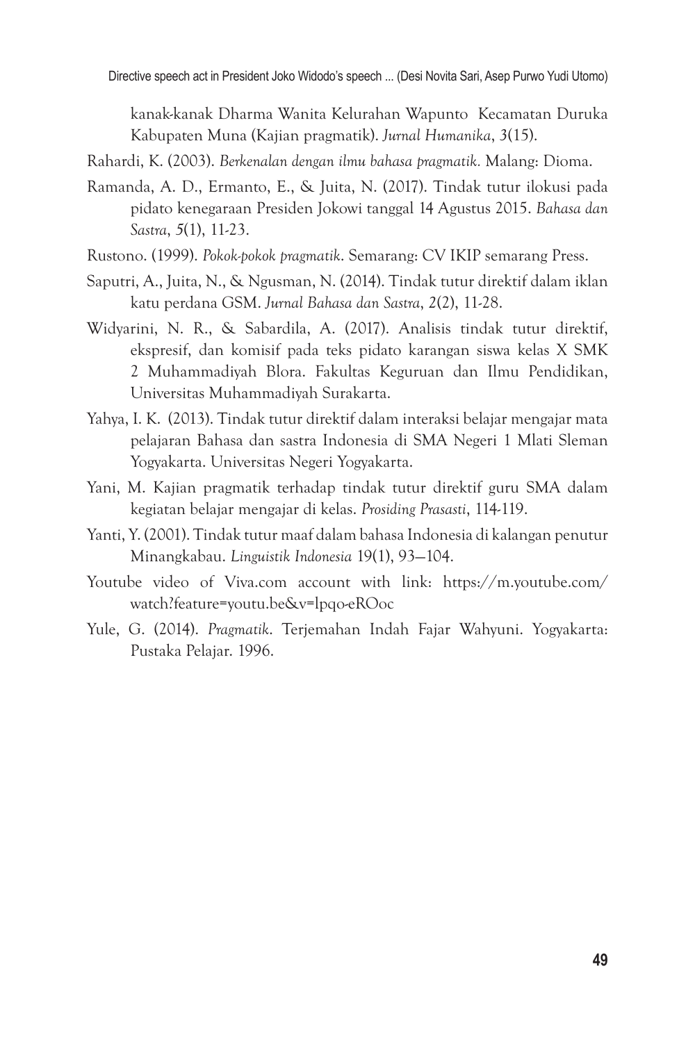kanak-kanak Dharma Wanita Kelurahan Wapunto Kecamatan Duruka Kabupaten Muna (Kajian pragmatik). *Jurnal Humanika*, *3*(15).

Rahardi, K. (2003). *Berkenalan dengan ilmu bahasa pragmatik.* Malang: Dioma.

Ramanda, A. D., Ermanto, E., & Juita, N. (2017). Tindak tutur ilokusi pada pidato kenegaraan Presiden Jokowi tanggal 14 Agustus 2015. *Bahasa dan Sastra*, *5*(1), 11-23.

Rustono. (1999). *Pokok-pokok pragmatik*. Semarang: CV IKIP semarang Press.

Saputri, A., Juita, N., & Ngusman, N. (2014). Tindak tutur direktif dalam iklan katu perdana GSM. *Jurnal Bahasa dan Sastra*, *2*(2), 11-28.

Widyarini, N. R., & Sabardila, A. (2017). Analisis tindak tutur direktif, ekspresif, dan komisif pada teks pidato karangan siswa kelas X SMK 2 Muhammadiyah Blora. Fakultas Keguruan dan Ilmu Pendidikan, Universitas Muhammadiyah Surakarta.

Yahya, I. K. (2013). Tindak tutur direktif dalam interaksi belajar mengajar mata pelajaran Bahasa dan sastra Indonesia di SMA Negeri 1 Mlati Sleman Yogyakarta. Universitas Negeri Yogyakarta.

Yani, M. Kajian pragmatik terhadap tindak tutur direktif guru SMA dalam kegiatan belajar mengajar di kelas. *Prosiding Prasasti*, 114-119.

Yanti, Y. (2001). Tindak tutur maaf dalam bahasa Indonesia di kalangan penutur Minangkabau. *Linguistik Indonesia* 19(1), 93—104.

Youtube video of Viva.com account with link: https://m.youtube.com/watch?feature=youtu.be&v=lpqo-eROoc

Yule, G. (2014). *Pragmatik*. Terjemahan Indah Fajar Wahyuni. Yogyakarta: Pustaka Pelajar. 1996.